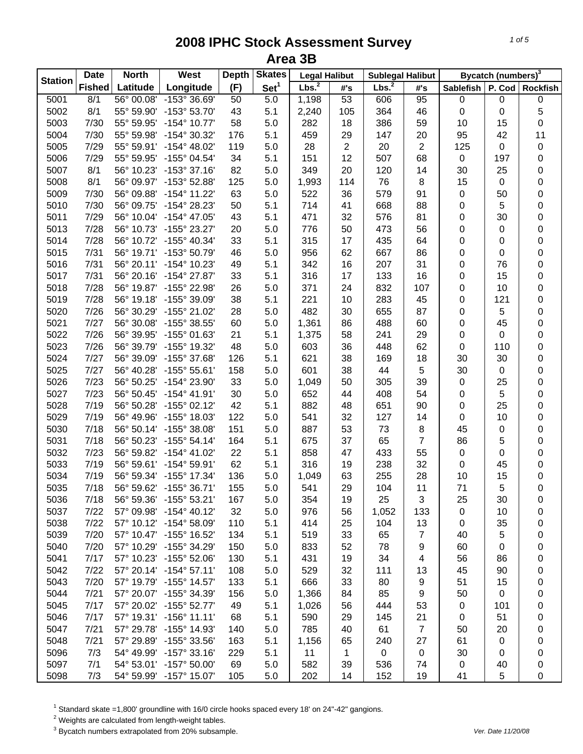# 2008 IPHC Stock Assessment Survey
## Area 3B

| Station | Date Fished | North Latitude | West Longitude | Depth (F) | Skates Set[1] | Legal Halibut | | Sublegal Halibut | | Bycatch (numbers)[3] | | |
|---|---|---|---|---|---|---|---|---|---|---|---|---|
| | | | | | | Lbs.[2] | #'s | Lbs.[2] | #'s | Sablefish | P. Cod | Rockfish |
| 5001 | 8/1 | 56° 00.08' | -153° 36.69' | 50 | 5.0 | 1,198 | 53 | 606 | 95 | 0 | 0 | 0 |
| 5002 | 8/1 | 55° 59.90' | -153° 53.70' | 43 | 5.1 | 2,240 | 105 | 364 | 46 | 0 | 0 | 5 |
| 5003 | 7/30 | 55° 59.95' | -154° 10.77' | 58 | 5.0 | 282 | 18 | 386 | 59 | 10 | 15 | 0 |
| 5004 | 7/30 | 55° 59.98' | -154° 30.32' | 176 | 5.1 | 459 | 29 | 147 | 20 | 95 | 42 | 11 |
| 5005 | 7/29 | 55° 59.91' | -154° 48.02' | 119 | 5.0 | 28 | 2 | 20 | 2 | 125 | 0 | 0 |
| 5006 | 7/29 | 55° 59.95' | -155° 04.54' | 34 | 5.1 | 151 | 12 | 507 | 68 | 0 | 197 | 0 |
| 5007 | 8/1 | 56° 10.23' | -153° 37.16' | 82 | 5.0 | 349 | 20 | 120 | 14 | 30 | 25 | 0 |
| 5008 | 8/1 | 56° 09.97' | -153° 52.88' | 125 | 5.0 | 1,993 | 114 | 76 | 8 | 15 | 0 | 0 |
| 5009 | 7/30 | 56° 09.88' | -154° 11.22' | 63 | 5.0 | 522 | 36 | 579 | 91 | 0 | 50 | 0 |
| 5010 | 7/30 | 56° 09.75' | -154° 28.23' | 50 | 5.1 | 714 | 41 | 668 | 88 | 0 | 5 | 0 |
| 5011 | 7/29 | 56° 10.04' | -154° 47.05' | 43 | 5.1 | 471 | 32 | 576 | 81 | 0 | 30 | 0 |
| 5013 | 7/28 | 56° 10.73' | -155° 23.27' | 20 | 5.0 | 776 | 50 | 473 | 56 | 0 | 0 | 0 |
| 5014 | 7/28 | 56° 10.72' | -155° 40.34' | 33 | 5.1 | 315 | 17 | 435 | 64 | 0 | 0 | 0 |
| 5015 | 7/31 | 56° 19.71' | -153° 50.79' | 46 | 5.0 | 956 | 62 | 667 | 86 | 0 | 0 | 0 |
| 5016 | 7/31 | 56° 20.11' | -154° 10.23' | 49 | 5.1 | 342 | 16 | 207 | 31 | 0 | 76 | 0 |
| 5017 | 7/31 | 56° 20.16' | -154° 27.87' | 33 | 5.1 | 316 | 17 | 133 | 16 | 0 | 15 | 0 |
| 5018 | 7/28 | 56° 19.87' | -155° 22.98' | 26 | 5.0 | 371 | 24 | 832 | 107 | 0 | 10 | 0 |
| 5019 | 7/28 | 56° 19.18' | -155° 39.09' | 38 | 5.1 | 221 | 10 | 283 | 45 | 0 | 121 | 0 |
| 5020 | 7/26 | 56° 30.29' | -155° 21.02' | 28 | 5.0 | 482 | 30 | 655 | 87 | 0 | 5 | 0 |
| 5021 | 7/27 | 56° 30.08' | -155° 38.55' | 60 | 5.0 | 1,361 | 86 | 488 | 60 | 0 | 45 | 0 |
| 5022 | 7/26 | 56° 39.95' | -155° 01.63' | 21 | 5.1 | 1,375 | 58 | 241 | 29 | 0 | 0 | 0 |
| 5023 | 7/26 | 56° 39.79' | -155° 19.32' | 48 | 5.0 | 603 | 36 | 448 | 62 | 0 | 110 | 0 |
| 5024 | 7/27 | 56° 39.09' | -155° 37.68' | 126 | 5.1 | 621 | 38 | 169 | 18 | 30 | 30 | 0 |
| 5025 | 7/27 | 56° 40.28' | -155° 55.61' | 158 | 5.0 | 601 | 38 | 44 | 5 | 30 | 0 | 0 |
| 5026 | 7/23 | 56° 50.25' | -154° 23.90' | 33 | 5.0 | 1,049 | 50 | 305 | 39 | 0 | 25 | 0 |
| 5027 | 7/23 | 56° 50.45' | -154° 41.91' | 30 | 5.0 | 652 | 44 | 408 | 54 | 0 | 5 | 0 |
| 5028 | 7/19 | 56° 50.28' | -155° 02.12' | 42 | 5.1 | 882 | 48 | 651 | 90 | 0 | 25 | 0 |
| 5029 | 7/19 | 56° 49.96' | -155° 18.03' | 122 | 5.0 | 541 | 32 | 127 | 14 | 0 | 10 | 0 |
| 5030 | 7/18 | 56° 50.14' | -155° 38.08' | 151 | 5.0 | 887 | 53 | 73 | 8 | 45 | 0 | 0 |
| 5031 | 7/18 | 56° 50.23' | -155° 54.14' | 164 | 5.1 | 675 | 37 | 65 | 7 | 86 | 5 | 0 |
| 5032 | 7/23 | 56° 59.82' | -154° 41.02' | 22 | 5.1 | 858 | 47 | 433 | 55 | 0 | 0 | 0 |
| 5033 | 7/19 | 56° 59.61' | -154° 59.91' | 62 | 5.1 | 316 | 19 | 238 | 32 | 0 | 45 | 0 |
| 5034 | 7/19 | 56° 59.34' | -155° 17.34' | 136 | 5.0 | 1,049 | 63 | 255 | 28 | 10 | 15 | 0 |
| 5035 | 7/18 | 56° 59.62' | -155° 36.71' | 155 | 5.0 | 541 | 29 | 104 | 11 | 71 | 5 | 0 |
| 5036 | 7/18 | 56° 59.36' | -155° 53.21' | 167 | 5.0 | 354 | 19 | 25 | 3 | 25 | 30 | 0 |
| 5037 | 7/22 | 57° 09.98' | -154° 40.12' | 32 | 5.0 | 976 | 56 | 1,052 | 133 | 0 | 10 | 0 |
| 5038 | 7/22 | 57° 10.12' | -154° 58.09' | 110 | 5.1 | 414 | 25 | 104 | 13 | 0 | 35 | 0 |
| 5039 | 7/20 | 57° 10.47' | -155° 16.52' | 134 | 5.1 | 519 | 33 | 65 | 7 | 40 | 5 | 0 |
| 5040 | 7/20 | 57° 10.29' | -155° 34.29' | 150 | 5.0 | 833 | 52 | 78 | 9 | 60 | 0 | 0 |
| 5041 | 7/17 | 57° 10.23' | -155° 52.06' | 130 | 5.1 | 431 | 19 | 34 | 4 | 56 | 86 | 0 |
| 5042 | 7/22 | 57° 20.14' | -154° 57.11' | 108 | 5.0 | 529 | 32 | 111 | 13 | 45 | 90 | 0 |
| 5043 | 7/20 | 57° 19.79' | -155° 14.57' | 133 | 5.1 | 666 | 33 | 80 | 9 | 51 | 15 | 0 |
| 5044 | 7/21 | 57° 20.07' | -155° 34.39' | 156 | 5.0 | 1,366 | 84 | 85 | 9 | 50 | 0 | 0 |
| 5045 | 7/17 | 57° 20.02' | -155° 52.77' | 49 | 5.1 | 1,026 | 56 | 444 | 53 | 0 | 101 | 0 |
| 5046 | 7/17 | 57° 19.31' | -156° 11.11' | 68 | 5.1 | 590 | 29 | 145 | 21 | 0 | 51 | 0 |
| 5047 | 7/21 | 57° 29.78' | -155° 14.93' | 140 | 5.0 | 785 | 40 | 61 | 7 | 50 | 20 | 0 |
| 5048 | 7/21 | 57° 29.89' | -155° 33.56' | 163 | 5.1 | 1,156 | 65 | 240 | 27 | 61 | 0 | 0 |
| 5096 | 7/3 | 54° 49.99' | -157° 33.16' | 229 | 5.1 | 11 | 1 | 0 | 0 | 30 | 0 | 0 |
| 5097 | 7/1 | 54° 53.01' | -157° 50.00' | 69 | 5.0 | 582 | 39 | 536 | 74 | 0 | 40 | 0 |
| 5098 | 7/3 | 54° 59.99' | -157° 15.07' | 105 | 5.0 | 202 | 14 | 152 | 19 | 41 | 5 | 0 |

[1] Standard skate =1,800' groundline with 16/0 circle hooks spaced every 18' on 24"-42" gangions.
[2] Weights are calculated from length-weight tables.
[3] Bycatch numbers extrapolated from 20% subsample.

*Ver. Date 11/20/08*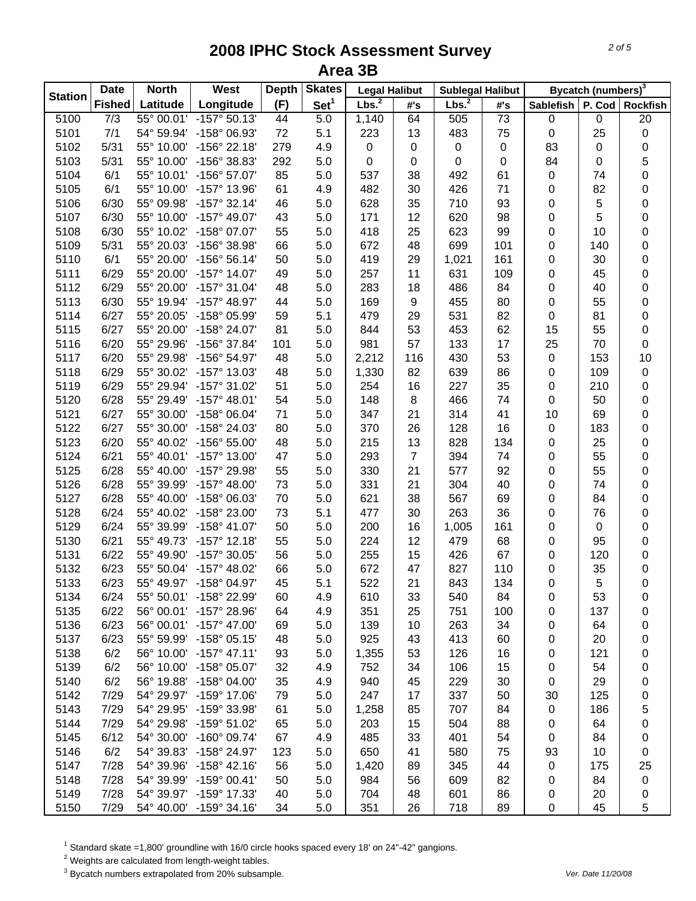# 2008 IPHC Stock Assessment Survey

## Area 3B

| Station | Date Fished | North Latitude | West Longitude | Depth (F) | Skates Set[1] | Legal Halibut | | Sublegal Halibut | | Bycatch (numbers)[3] | | |
|---|---|---|---|---|---|---|---|---|---|---|---|---|
| | | | | | | Lbs.[2] | #'s | Lbs.[2] | #'s | Sablefish | P. Cod | Rockfish |
| 5100 | 7/3 | 55° 00.01' | -157° 50.13' | 44 | 5.0 | 1,140 | 64 | 505 | 73 | 0 | 0 | 20 |
| 5101 | 7/1 | 54° 59.94' | -158° 06.93' | 72 | 5.1 | 223 | 13 | 483 | 75 | 0 | 25 | 0 |
| 5102 | 5/31 | 55° 10.00' | -156° 22.18' | 279 | 4.9 | 0 | 0 | 0 | 0 | 83 | 0 | 0 |
| 5103 | 5/31 | 55° 10.00' | -156° 38.83' | 292 | 5.0 | 0 | 0 | 0 | 0 | 84 | 0 | 5 |
| 5104 | 6/1 | 55° 10.01' | -156° 57.07' | 85 | 5.0 | 537 | 38 | 492 | 61 | 0 | 74 | 0 |
| 5105 | 6/1 | 55° 10.00' | -157° 13.96' | 61 | 4.9 | 482 | 30 | 426 | 71 | 0 | 82 | 0 |
| 5106 | 6/30 | 55° 09.98' | -157° 32.14' | 46 | 5.0 | 628 | 35 | 710 | 93 | 0 | 5 | 0 |
| 5107 | 6/30 | 55° 10.00' | -157° 49.07' | 43 | 5.0 | 171 | 12 | 620 | 98 | 0 | 5 | 0 |
| 5108 | 6/30 | 55° 10.02' | -158° 07.07' | 55 | 5.0 | 418 | 25 | 623 | 99 | 0 | 10 | 0 |
| 5109 | 5/31 | 55° 20.03' | -156° 38.98' | 66 | 5.0 | 672 | 48 | 699 | 101 | 0 | 140 | 0 |
| 5110 | 6/1 | 55° 20.00' | -156° 56.14' | 50 | 5.0 | 419 | 29 | 1,021 | 161 | 0 | 30 | 0 |
| 5111 | 6/29 | 55° 20.00' | -157° 14.07' | 49 | 5.0 | 257 | 11 | 631 | 109 | 0 | 45 | 0 |
| 5112 | 6/29 | 55° 20.00' | -157° 31.04' | 48 | 5.0 | 283 | 18 | 486 | 84 | 0 | 40 | 0 |
| 5113 | 6/30 | 55° 19.94' | -157° 48.97' | 44 | 5.0 | 169 | 9 | 455 | 80 | 0 | 55 | 0 |
| 5114 | 6/27 | 55° 20.05' | -158° 05.99' | 59 | 5.1 | 479 | 29 | 531 | 82 | 0 | 81 | 0 |
| 5115 | 6/27 | 55° 20.00' | -158° 24.07' | 81 | 5.0 | 844 | 53 | 453 | 62 | 15 | 55 | 0 |
| 5116 | 6/20 | 55° 29.96' | -156° 37.84' | 101 | 5.0 | 981 | 57 | 133 | 17 | 25 | 70 | 0 |
| 5117 | 6/20 | 55° 29.98' | -156° 54.97' | 48 | 5.0 | 2,212 | 116 | 430 | 53 | 0 | 153 | 10 |
| 5118 | 6/29 | 55° 30.02' | -157° 13.03' | 48 | 5.0 | 1,330 | 82 | 639 | 86 | 0 | 109 | 0 |
| 5119 | 6/29 | 55° 29.94' | -157° 31.02' | 51 | 5.0 | 254 | 16 | 227 | 35 | 0 | 210 | 0 |
| 5120 | 6/28 | 55° 29.49' | -157° 48.01' | 54 | 5.0 | 148 | 8 | 466 | 74 | 0 | 50 | 0 |
| 5121 | 6/27 | 55° 30.00' | -158° 06.04' | 71 | 5.0 | 347 | 21 | 314 | 41 | 10 | 69 | 0 |
| 5122 | 6/27 | 55° 30.00' | -158° 24.03' | 80 | 5.0 | 370 | 26 | 128 | 16 | 0 | 183 | 0 |
| 5123 | 6/20 | 55° 40.02' | -156° 55.00' | 48 | 5.0 | 215 | 13 | 828 | 134 | 0 | 25 | 0 |
| 5124 | 6/21 | 55° 40.01' | -157° 13.00' | 47 | 5.0 | 293 | 7 | 394 | 74 | 0 | 55 | 0 |
| 5125 | 6/28 | 55° 40.00' | -157° 29.98' | 55 | 5.0 | 330 | 21 | 577 | 92 | 0 | 55 | 0 |
| 5126 | 6/28 | 55° 39.99' | -157° 48.00' | 73 | 5.0 | 331 | 21 | 304 | 40 | 0 | 74 | 0 |
| 5127 | 6/28 | 55° 40.00' | -158° 06.03' | 70 | 5.0 | 621 | 38 | 567 | 69 | 0 | 84 | 0 |
| 5128 | 6/24 | 55° 40.02' | -158° 23.00' | 73 | 5.1 | 477 | 30 | 263 | 36 | 0 | 76 | 0 |
| 5129 | 6/24 | 55° 39.99' | -158° 41.07' | 50 | 5.0 | 200 | 16 | 1,005 | 161 | 0 | 0 | 0 |
| 5130 | 6/21 | 55° 49.73' | -157° 12.18' | 55 | 5.0 | 224 | 12 | 479 | 68 | 0 | 95 | 0 |
| 5131 | 6/22 | 55° 49.90' | -157° 30.05' | 56 | 5.0 | 255 | 15 | 426 | 67 | 0 | 120 | 0 |
| 5132 | 6/23 | 55° 50.04' | -157° 48.02' | 66 | 5.0 | 672 | 47 | 827 | 110 | 0 | 35 | 0 |
| 5133 | 6/23 | 55° 49.97' | -158° 04.97' | 45 | 5.1 | 522 | 21 | 843 | 134 | 0 | 5 | 0 |
| 5134 | 6/24 | 55° 50.01' | -158° 22.99' | 60 | 4.9 | 610 | 33 | 540 | 84 | 0 | 53 | 0 |
| 5135 | 6/22 | 56° 00.01' | -157° 28.96' | 64 | 4.9 | 351 | 25 | 751 | 100 | 0 | 137 | 0 |
| 5136 | 6/23 | 56° 00.01' | -157° 47.00' | 69 | 5.0 | 139 | 10 | 263 | 34 | 0 | 64 | 0 |
| 5137 | 6/23 | 55° 59.99' | -158° 05.15' | 48 | 5.0 | 925 | 43 | 413 | 60 | 0 | 20 | 0 |
| 5138 | 6/2 | 56° 10.00' | -157° 47.11' | 93 | 5.0 | 1,355 | 53 | 126 | 16 | 0 | 121 | 0 |
| 5139 | 6/2 | 56° 10.00' | -158° 05.07' | 32 | 4.9 | 752 | 34 | 106 | 15 | 0 | 54 | 0 |
| 5140 | 6/2 | 56° 19.88' | -158° 04.00' | 35 | 4.9 | 940 | 45 | 229 | 30 | 0 | 29 | 0 |
| 5142 | 7/29 | 54° 29.97' | -159° 17.06' | 79 | 5.0 | 247 | 17 | 337 | 50 | 30 | 125 | 0 |
| 5143 | 7/29 | 54° 29.95' | -159° 33.98' | 61 | 5.0 | 1,258 | 85 | 707 | 84 | 0 | 186 | 5 |
| 5144 | 7/29 | 54° 29.98' | -159° 51.02' | 65 | 5.0 | 203 | 15 | 504 | 88 | 0 | 64 | 0 |
| 5145 | 6/12 | 54° 30.00' | -160° 09.74' | 67 | 4.9 | 485 | 33 | 401 | 54 | 0 | 84 | 0 |
| 5146 | 6/2 | 54° 39.83' | -158° 24.97' | 123 | 5.0 | 650 | 41 | 580 | 75 | 93 | 10 | 0 |
| 5147 | 7/28 | 54° 39.96' | -158° 42.16' | 56 | 5.0 | 1,420 | 89 | 345 | 44 | 0 | 175 | 25 |
| 5148 | 7/28 | 54° 39.99' | -159° 00.41' | 50 | 5.0 | 984 | 56 | 609 | 82 | 0 | 84 | 0 |
| 5149 | 7/28 | 54° 39.97' | -159° 17.33' | 40 | 5.0 | 704 | 48 | 601 | 86 | 0 | 20 | 0 |
| 5150 | 7/29 | 54° 40.00' | -159° 34.16' | 34 | 5.0 | 351 | 26 | 718 | 89 | 0 | 45 | 5 |

[1] Standard skate =1,800' groundline with 16/0 circle hooks spaced every 18' on 24"-42" gangions.
[2] Weights are calculated from length-weight tables.
[3] Bycatch numbers extrapolated from 20% subsample.

*Ver. Date 11/20/08*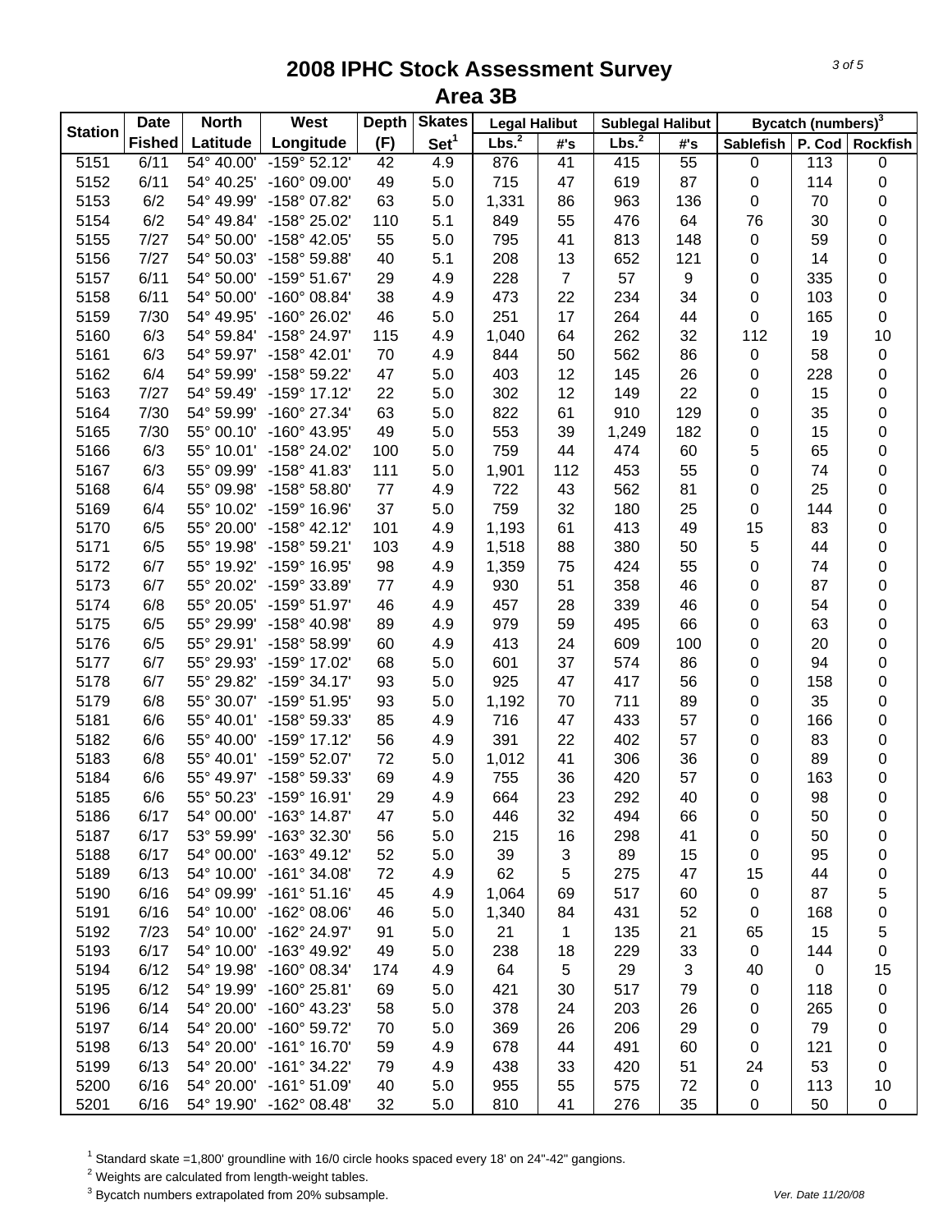# 2008 IPHC Stock Assessment Survey
## Area 3B

| Station | Date | North | West | Depth | Skates | Legal Halibut | | Sublegal Halibut | | Bycatch (numbers)[3] | | |
|---|---|---|---|---|---|---|---|---|---|---|---|---|
| | Fished | Latitude | Longitude | (F) | Set[1] | Lbs.[2] | #'s | Lbs.[2] | #'s | Sablefish | P. Cod | Rockfish |
| 5151 | 6/11 | 54° 40.00' | -159° 52.12' | 42 | 4.9 | 876 | 41 | 415 | 55 | 0 | 113 | 0 |
| 5152 | 6/11 | 54° 40.25' | -160° 09.00' | 49 | 5.0 | 715 | 47 | 619 | 87 | 0 | 114 | 0 |
| 5153 | 6/2 | 54° 49.99' | -158° 07.82' | 63 | 5.0 | 1,331 | 86 | 963 | 136 | 0 | 70 | 0 |
| 5154 | 6/2 | 54° 49.84' | -158° 25.02' | 110 | 5.1 | 849 | 55 | 476 | 64 | 76 | 30 | 0 |
| 5155 | 7/27 | 54° 50.00' | -158° 42.05' | 55 | 5.0 | 795 | 41 | 813 | 148 | 0 | 59 | 0 |
| 5156 | 7/27 | 54° 50.03' | -158° 59.88' | 40 | 5.1 | 208 | 13 | 652 | 121 | 0 | 14 | 0 |
| 5157 | 6/11 | 54° 50.00' | -159° 51.67' | 29 | 4.9 | 228 | 7 | 57 | 9 | 0 | 335 | 0 |
| 5158 | 6/11 | 54° 50.00' | -160° 08.84' | 38 | 4.9 | 473 | 22 | 234 | 34 | 0 | 103 | 0 |
| 5159 | 7/30 | 54° 49.95' | -160° 26.02' | 46 | 5.0 | 251 | 17 | 264 | 44 | 0 | 165 | 0 |
| 5160 | 6/3 | 54° 59.84' | -158° 24.97' | 115 | 4.9 | 1,040 | 64 | 262 | 32 | 112 | 19 | 10 |
| 5161 | 6/3 | 54° 59.97' | -158° 42.01' | 70 | 4.9 | 844 | 50 | 562 | 86 | 0 | 58 | 0 |
| 5162 | 6/4 | 54° 59.99' | -158° 59.22' | 47 | 5.0 | 403 | 12 | 145 | 26 | 0 | 228 | 0 |
| 5163 | 7/27 | 54° 59.49' | -159° 17.12' | 22 | 5.0 | 302 | 12 | 149 | 22 | 0 | 15 | 0 |
| 5164 | 7/30 | 54° 59.99' | -160° 27.34' | 63 | 5.0 | 822 | 61 | 910 | 129 | 0 | 35 | 0 |
| 5165 | 7/30 | 55° 00.10' | -160° 43.95' | 49 | 5.0 | 553 | 39 | 1,249 | 182 | 0 | 15 | 0 |
| 5166 | 6/3 | 55° 10.01' | -158° 24.02' | 100 | 5.0 | 759 | 44 | 474 | 60 | 5 | 65 | 0 |
| 5167 | 6/3 | 55° 09.99' | -158° 41.83' | 111 | 5.0 | 1,901 | 112 | 453 | 55 | 0 | 74 | 0 |
| 5168 | 6/4 | 55° 09.98' | -158° 58.80' | 77 | 4.9 | 722 | 43 | 562 | 81 | 0 | 25 | 0 |
| 5169 | 6/4 | 55° 10.02' | -159° 16.96' | 37 | 5.0 | 759 | 32 | 180 | 25 | 0 | 144 | 0 |
| 5170 | 6/5 | 55° 20.00' | -158° 42.12' | 101 | 4.9 | 1,193 | 61 | 413 | 49 | 15 | 83 | 0 |
| 5171 | 6/5 | 55° 19.98' | -158° 59.21' | 103 | 4.9 | 1,518 | 88 | 380 | 50 | 5 | 44 | 0 |
| 5172 | 6/7 | 55° 19.92' | -159° 16.95' | 98 | 4.9 | 1,359 | 75 | 424 | 55 | 0 | 74 | 0 |
| 5173 | 6/7 | 55° 20.02' | -159° 33.89' | 77 | 4.9 | 930 | 51 | 358 | 46 | 0 | 87 | 0 |
| 5174 | 6/8 | 55° 20.05' | -159° 51.97' | 46 | 4.9 | 457 | 28 | 339 | 46 | 0 | 54 | 0 |
| 5175 | 6/5 | 55° 29.99' | -158° 40.98' | 89 | 4.9 | 979 | 59 | 495 | 66 | 0 | 63 | 0 |
| 5176 | 6/5 | 55° 29.91' | -158° 58.99' | 60 | 4.9 | 413 | 24 | 609 | 100 | 0 | 20 | 0 |
| 5177 | 6/7 | 55° 29.93' | -159° 17.02' | 68 | 5.0 | 601 | 37 | 574 | 86 | 0 | 94 | 0 |
| 5178 | 6/7 | 55° 29.82' | -159° 34.17' | 93 | 5.0 | 925 | 47 | 417 | 56 | 0 | 158 | 0 |
| 5179 | 6/8 | 55° 30.07' | -159° 51.95' | 93 | 5.0 | 1,192 | 70 | 711 | 89 | 0 | 35 | 0 |
| 5181 | 6/6 | 55° 40.01' | -158° 59.33' | 85 | 4.9 | 716 | 47 | 433 | 57 | 0 | 166 | 0 |
| 5182 | 6/6 | 55° 40.00' | -159° 17.12' | 56 | 4.9 | 391 | 22 | 402 | 57 | 0 | 83 | 0 |
| 5183 | 6/8 | 55° 40.01' | -159° 52.07' | 72 | 5.0 | 1,012 | 41 | 306 | 36 | 0 | 89 | 0 |
| 5184 | 6/6 | 55° 49.97' | -158° 59.33' | 69 | 4.9 | 755 | 36 | 420 | 57 | 0 | 163 | 0 |
| 5185 | 6/6 | 55° 50.23' | -159° 16.91' | 29 | 4.9 | 664 | 23 | 292 | 40 | 0 | 98 | 0 |
| 5186 | 6/17 | 54° 00.00' | -163° 14.87' | 47 | 5.0 | 446 | 32 | 494 | 66 | 0 | 50 | 0 |
| 5187 | 6/17 | 53° 59.99' | -163° 32.30' | 56 | 5.0 | 215 | 16 | 298 | 41 | 0 | 50 | 0 |
| 5188 | 6/17 | 54° 00.00' | -163° 49.12' | 52 | 5.0 | 39 | 3 | 89 | 15 | 0 | 95 | 0 |
| 5189 | 6/13 | 54° 10.00' | -161° 34.08' | 72 | 4.9 | 62 | 5 | 275 | 47 | 15 | 44 | 0 |
| 5190 | 6/16 | 54° 09.99' | -161° 51.16' | 45 | 4.9 | 1,064 | 69 | 517 | 60 | 0 | 87 | 5 |
| 5191 | 6/16 | 54° 10.00' | -162° 08.06' | 46 | 5.0 | 1,340 | 84 | 431 | 52 | 0 | 168 | 0 |
| 5192 | 7/23 | 54° 10.00' | -162° 24.97' | 91 | 5.0 | 21 | 1 | 135 | 21 | 65 | 15 | 5 |
| 5193 | 6/17 | 54° 10.00' | -163° 49.92' | 49 | 5.0 | 238 | 18 | 229 | 33 | 0 | 144 | 0 |
| 5194 | 6/12 | 54° 19.98' | -160° 08.34' | 174 | 4.9 | 64 | 5 | 29 | 3 | 40 | 0 | 15 |
| 5195 | 6/12 | 54° 19.99' | -160° 25.81' | 69 | 5.0 | 421 | 30 | 517 | 79 | 0 | 118 | 0 |
| 5196 | 6/14 | 54° 20.00' | -160° 43.23' | 58 | 5.0 | 378 | 24 | 203 | 26 | 0 | 265 | 0 |
| 5197 | 6/14 | 54° 20.00' | -160° 59.72' | 70 | 5.0 | 369 | 26 | 206 | 29 | 0 | 79 | 0 |
| 5198 | 6/13 | 54° 20.00' | -161° 16.70' | 59 | 4.9 | 678 | 44 | 491 | 60 | 0 | 121 | 0 |
| 5199 | 6/13 | 54° 20.00' | -161° 34.22' | 79 | 4.9 | 438 | 33 | 420 | 51 | 24 | 53 | 0 |
| 5200 | 6/16 | 54° 20.00' | -161° 51.09' | 40 | 5.0 | 955 | 55 | 575 | 72 | 0 | 113 | 10 |
| 5201 | 6/16 | 54° 19.90' | -162° 08.48' | 32 | 5.0 | 810 | 41 | 276 | 35 | 0 | 50 | 0 |

[1] Standard skate =1,800' groundline with 16/0 circle hooks spaced every 18' on 24"-42" gangions.

[2] Weights are calculated from length-weight tables.

[3] Bycatch numbers extrapolated from 20% subsample.

*Ver. Date 11/20/08*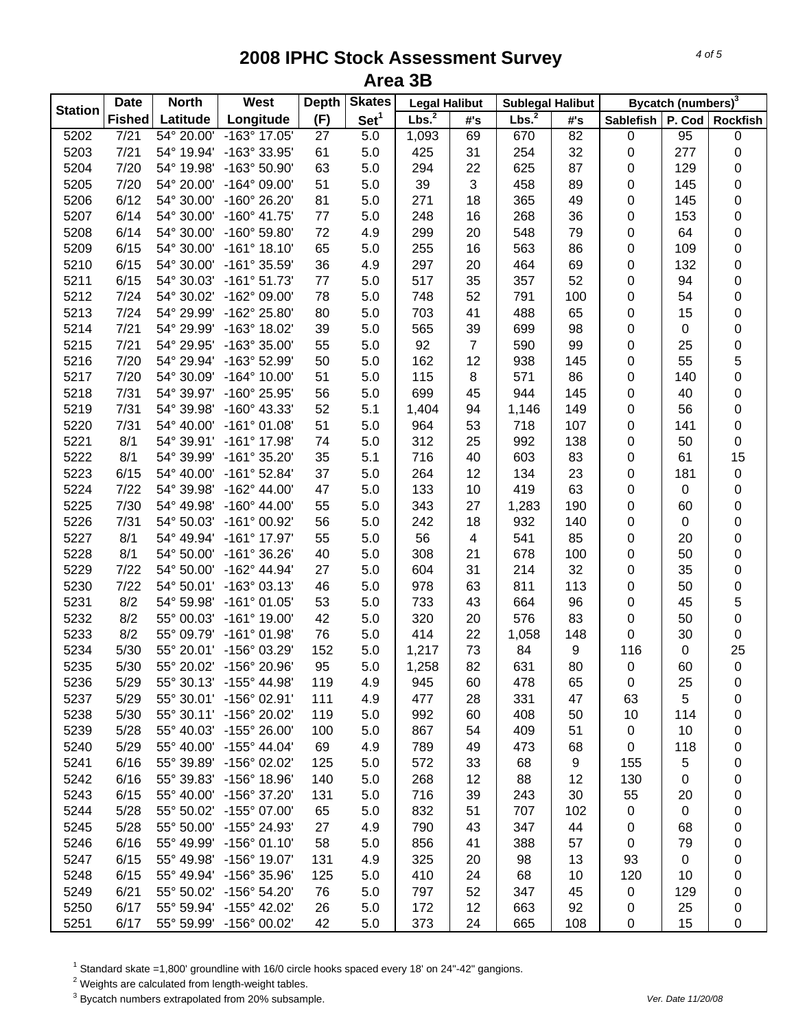# 2008 IPHC Stock Assessment Survey
## Area 3B

| Station | Date Fished | North Latitude | West Longitude | Depth (F) | Skates Set[1] | Legal Halibut | | Sublegal Halibut | | Bycatch (numbers)[3] | | |
|---|---|---|---|---|---|---|---|---|---|---|---|---|
| | | | | | | Lbs.[2] | #'s | Lbs.[2] | #'s | Sablefish | P. Cod | Rockfish |
| 5202 | 7/21 | 54° 20.00' | -163° 17.05' | 27 | 5.0 | 1,093 | 69 | 670 | 82 | 0 | 95 | 0 |
| 5203 | 7/21 | 54° 19.94' | -163° 33.95' | 61 | 5.0 | 425 | 31 | 254 | 32 | 0 | 277 | 0 |
| 5204 | 7/20 | 54° 19.98' | -163° 50.90' | 63 | 5.0 | 294 | 22 | 625 | 87 | 0 | 129 | 0 |
| 5205 | 7/20 | 54° 20.00' | -164° 09.00' | 51 | 5.0 | 39 | 3 | 458 | 89 | 0 | 145 | 0 |
| 5206 | 6/12 | 54° 30.00' | -160° 26.20' | 81 | 5.0 | 271 | 18 | 365 | 49 | 0 | 145 | 0 |
| 5207 | 6/14 | 54° 30.00' | -160° 41.75' | 77 | 5.0 | 248 | 16 | 268 | 36 | 0 | 153 | 0 |
| 5208 | 6/14 | 54° 30.00' | -160° 59.80' | 72 | 4.9 | 299 | 20 | 548 | 79 | 0 | 64 | 0 |
| 5209 | 6/15 | 54° 30.00' | -161° 18.10' | 65 | 5.0 | 255 | 16 | 563 | 86 | 0 | 109 | 0 |
| 5210 | 6/15 | 54° 30.00' | -161° 35.59' | 36 | 4.9 | 297 | 20 | 464 | 69 | 0 | 132 | 0 |
| 5211 | 6/15 | 54° 30.03' | -161° 51.73' | 77 | 5.0 | 517 | 35 | 357 | 52 | 0 | 94 | 0 |
| 5212 | 7/24 | 54° 30.02' | -162° 09.00' | 78 | 5.0 | 748 | 52 | 791 | 100 | 0 | 54 | 0 |
| 5213 | 7/24 | 54° 29.99' | -162° 25.80' | 80 | 5.0 | 703 | 41 | 488 | 65 | 0 | 15 | 0 |
| 5214 | 7/21 | 54° 29.99' | -163° 18.02' | 39 | 5.0 | 565 | 39 | 699 | 98 | 0 | 0 | 0 |
| 5215 | 7/21 | 54° 29.95' | -163° 35.00' | 55 | 5.0 | 92 | 7 | 590 | 99 | 0 | 25 | 0 |
| 5216 | 7/20 | 54° 29.94' | -163° 52.99' | 50 | 5.0 | 162 | 12 | 938 | 145 | 0 | 55 | 5 |
| 5217 | 7/20 | 54° 30.09' | -164° 10.00' | 51 | 5.0 | 115 | 8 | 571 | 86 | 0 | 140 | 0 |
| 5218 | 7/31 | 54° 39.97' | -160° 25.95' | 56 | 5.0 | 699 | 45 | 944 | 145 | 0 | 40 | 0 |
| 5219 | 7/31 | 54° 39.98' | -160° 43.33' | 52 | 5.1 | 1,404 | 94 | 1,146 | 149 | 0 | 56 | 0 |
| 5220 | 7/31 | 54° 40.00' | -161° 01.08' | 51 | 5.0 | 964 | 53 | 718 | 107 | 0 | 141 | 0 |
| 5221 | 8/1 | 54° 39.91' | -161° 17.98' | 74 | 5.0 | 312 | 25 | 992 | 138 | 0 | 50 | 0 |
| 5222 | 8/1 | 54° 39.99' | -161° 35.20' | 35 | 5.1 | 716 | 40 | 603 | 83 | 0 | 61 | 15 |
| 5223 | 6/15 | 54° 40.00' | -161° 52.84' | 37 | 5.0 | 264 | 12 | 134 | 23 | 0 | 181 | 0 |
| 5224 | 7/22 | 54° 39.98' | -162° 44.00' | 47 | 5.0 | 133 | 10 | 419 | 63 | 0 | 0 | 0 |
| 5225 | 7/30 | 54° 49.98' | -160° 44.00' | 55 | 5.0 | 343 | 27 | 1,283 | 190 | 0 | 60 | 0 |
| 5226 | 7/31 | 54° 50.03' | -161° 00.92' | 56 | 5.0 | 242 | 18 | 932 | 140 | 0 | 0 | 0 |
| 5227 | 8/1 | 54° 49.94' | -161° 17.97' | 55 | 5.0 | 56 | 4 | 541 | 85 | 0 | 20 | 0 |
| 5228 | 8/1 | 54° 50.00' | -161° 36.26' | 40 | 5.0 | 308 | 21 | 678 | 100 | 0 | 50 | 0 |
| 5229 | 7/22 | 54° 50.00' | -162° 44.94' | 27 | 5.0 | 604 | 31 | 214 | 32 | 0 | 35 | 0 |
| 5230 | 7/22 | 54° 50.01' | -163° 03.13' | 46 | 5.0 | 978 | 63 | 811 | 113 | 0 | 50 | 0 |
| 5231 | 8/2 | 54° 59.98' | -161° 01.05' | 53 | 5.0 | 733 | 43 | 664 | 96 | 0 | 45 | 5 |
| 5232 | 8/2 | 55° 00.03' | -161° 19.00' | 42 | 5.0 | 320 | 20 | 576 | 83 | 0 | 50 | 0 |
| 5233 | 8/2 | 55° 09.79' | -161° 01.98' | 76 | 5.0 | 414 | 22 | 1,058 | 148 | 0 | 30 | 0 |
| 5234 | 5/30 | 55° 20.01' | -156° 03.29' | 152 | 5.0 | 1,217 | 73 | 84 | 9 | 116 | 0 | 25 |
| 5235 | 5/30 | 55° 20.02' | -156° 20.96' | 95 | 5.0 | 1,258 | 82 | 631 | 80 | 0 | 60 | 0 |
| 5236 | 5/29 | 55° 30.13' | -155° 44.98' | 119 | 4.9 | 945 | 60 | 478 | 65 | 0 | 25 | 0 |
| 5237 | 5/29 | 55° 30.01' | -156° 02.91' | 111 | 4.9 | 477 | 28 | 331 | 47 | 63 | 5 | 0 |
| 5238 | 5/30 | 55° 30.11' | -156° 20.02' | 119 | 5.0 | 992 | 60 | 408 | 50 | 10 | 114 | 0 |
| 5239 | 5/28 | 55° 40.03' | -155° 26.00' | 100 | 5.0 | 867 | 54 | 409 | 51 | 0 | 10 | 0 |
| 5240 | 5/29 | 55° 40.00' | -155° 44.04' | 69 | 4.9 | 789 | 49 | 473 | 68 | 0 | 118 | 0 |
| 5241 | 6/16 | 55° 39.89' | -156° 02.02' | 125 | 5.0 | 572 | 33 | 68 | 9 | 155 | 5 | 0 |
| 5242 | 6/16 | 55° 39.83' | -156° 18.96' | 140 | 5.0 | 268 | 12 | 88 | 12 | 130 | 0 | 0 |
| 5243 | 6/15 | 55° 40.00' | -156° 37.20' | 131 | 5.0 | 716 | 39 | 243 | 30 | 55 | 20 | 0 |
| 5244 | 5/28 | 55° 50.02' | -155° 07.00' | 65 | 5.0 | 832 | 51 | 707 | 102 | 0 | 0 | 0 |
| 5245 | 5/28 | 55° 50.00' | -155° 24.93' | 27 | 4.9 | 790 | 43 | 347 | 44 | 0 | 68 | 0 |
| 5246 | 6/16 | 55° 49.99' | -156° 01.10' | 58 | 5.0 | 856 | 41 | 388 | 57 | 0 | 79 | 0 |
| 5247 | 6/15 | 55° 49.98' | -156° 19.07' | 131 | 4.9 | 325 | 20 | 98 | 13 | 93 | 0 | 0 |
| 5248 | 6/15 | 55° 49.94' | -156° 35.96' | 125 | 5.0 | 410 | 24 | 68 | 10 | 120 | 10 | 0 |
| 5249 | 6/21 | 55° 50.02' | -156° 54.20' | 76 | 5.0 | 797 | 52 | 347 | 45 | 0 | 129 | 0 |
| 5250 | 6/17 | 55° 59.94' | -155° 42.02' | 26 | 5.0 | 172 | 12 | 663 | 92 | 0 | 25 | 0 |
| 5251 | 6/17 | 55° 59.99' | -156° 00.02' | 42 | 5.0 | 373 | 24 | 665 | 108 | 0 | 15 | 0 |

[1] Standard skate =1,800' groundline with 16/0 circle hooks spaced every 18' on 24"-42" gangions.
[2] Weights are calculated from length-weight tables.
[3] Bycatch numbers extrapolated from 20% subsample.

Ver. Date 11/20/08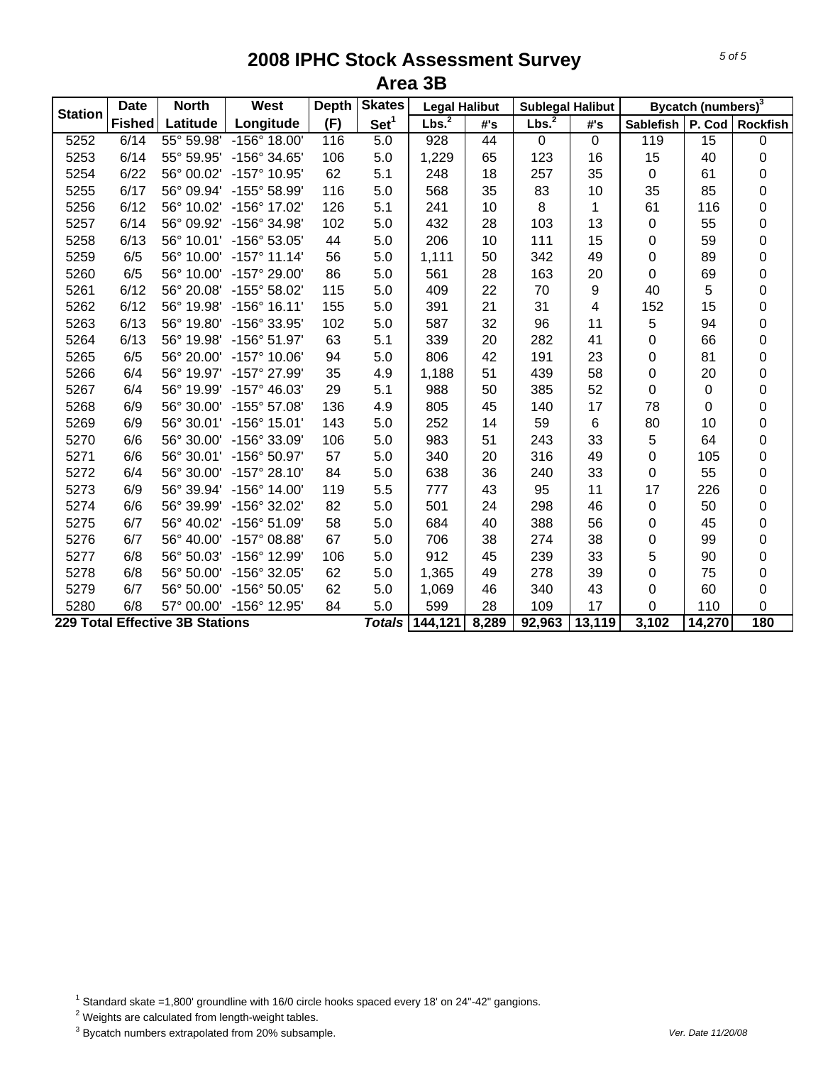# 2008 IPHC Stock Assessment Survey
## Area 3B

| Station | Date Fished | North Latitude | West Longitude | Depth (F) | Skates Set[1] | Legal Halibut Lbs.[2] | Legal Halibut #'s | Sublegal Halibut Lbs.[2] | Sublegal Halibut #'s | Bycatch (numbers)[3] Sablefish | Bycatch (numbers)[3] P. Cod | Bycatch (numbers)[3] Rockfish |
|---|---|---|---|---|---|---|---|---|---|---|---|---|
| 5252 | 6/14 | 55° 59.98' | -156° 18.00' | 116 | 5.0 | 928 | 44 | 0 | 0 | 119 | 15 | 0 |
| 5253 | 6/14 | 55° 59.95' | -156° 34.65' | 106 | 5.0 | 1,229 | 65 | 123 | 16 | 15 | 40 | 0 |
| 5254 | 6/22 | 56° 00.02' | -157° 10.95' | 62 | 5.1 | 248 | 18 | 257 | 35 | 0 | 61 | 0 |
| 5255 | 6/17 | 56° 09.94' | -155° 58.99' | 116 | 5.0 | 568 | 35 | 83 | 10 | 35 | 85 | 0 |
| 5256 | 6/12 | 56° 10.02' | -156° 17.02' | 126 | 5.1 | 241 | 10 | 8 | 1 | 61 | 116 | 0 |
| 5257 | 6/14 | 56° 09.92' | -156° 34.98' | 102 | 5.0 | 432 | 28 | 103 | 13 | 0 | 55 | 0 |
| 5258 | 6/13 | 56° 10.01' | -156° 53.05' | 44 | 5.0 | 206 | 10 | 111 | 15 | 0 | 59 | 0 |
| 5259 | 6/5 | 56° 10.00' | -157° 11.14' | 56 | 5.0 | 1,111 | 50 | 342 | 49 | 0 | 89 | 0 |
| 5260 | 6/5 | 56° 10.00' | -157° 29.00' | 86 | 5.0 | 561 | 28 | 163 | 20 | 0 | 69 | 0 |
| 5261 | 6/12 | 56° 20.08' | -155° 58.02' | 115 | 5.0 | 409 | 22 | 70 | 9 | 40 | 5 | 0 |
| 5262 | 6/12 | 56° 19.98' | -156° 16.11' | 155 | 5.0 | 391 | 21 | 31 | 4 | 152 | 15 | 0 |
| 5263 | 6/13 | 56° 19.80' | -156° 33.95' | 102 | 5.0 | 587 | 32 | 96 | 11 | 5 | 94 | 0 |
| 5264 | 6/13 | 56° 19.98' | -156° 51.97' | 63 | 5.1 | 339 | 20 | 282 | 41 | 0 | 66 | 0 |
| 5265 | 6/5 | 56° 20.00' | -157° 10.06' | 94 | 5.0 | 806 | 42 | 191 | 23 | 0 | 81 | 0 |
| 5266 | 6/4 | 56° 19.97' | -157° 27.99' | 35 | 4.9 | 1,188 | 51 | 439 | 58 | 0 | 20 | 0 |
| 5267 | 6/4 | 56° 19.99' | -157° 46.03' | 29 | 5.1 | 988 | 50 | 385 | 52 | 0 | 0 | 0 |
| 5268 | 6/9 | 56° 30.00' | -155° 57.08' | 136 | 4.9 | 805 | 45 | 140 | 17 | 78 | 0 | 0 |
| 5269 | 6/9 | 56° 30.01' | -156° 15.01' | 143 | 5.0 | 252 | 14 | 59 | 6 | 80 | 10 | 0 |
| 5270 | 6/6 | 56° 30.00' | -156° 33.09' | 106 | 5.0 | 983 | 51 | 243 | 33 | 5 | 64 | 0 |
| 5271 | 6/6 | 56° 30.01' | -156° 50.97' | 57 | 5.0 | 340 | 20 | 316 | 49 | 0 | 105 | 0 |
| 5272 | 6/4 | 56° 30.00' | -157° 28.10' | 84 | 5.0 | 638 | 36 | 240 | 33 | 0 | 55 | 0 |
| 5273 | 6/9 | 56° 39.94' | -156° 14.00' | 119 | 5.5 | 777 | 43 | 95 | 11 | 17 | 226 | 0 |
| 5274 | 6/6 | 56° 39.99' | -156° 32.02' | 82 | 5.0 | 501 | 24 | 298 | 46 | 0 | 50 | 0 |
| 5275 | 6/7 | 56° 40.02' | -156° 51.09' | 58 | 5.0 | 684 | 40 | 388 | 56 | 0 | 45 | 0 |
| 5276 | 6/7 | 56° 40.00' | -157° 08.88' | 67 | 5.0 | 706 | 38 | 274 | 38 | 0 | 99 | 0 |
| 5277 | 6/8 | 56° 50.03' | -156° 12.99' | 106 | 5.0 | 912 | 45 | 239 | 33 | 5 | 90 | 0 |
| 5278 | 6/8 | 56° 50.00' | -156° 32.05' | 62 | 5.0 | 1,365 | 49 | 278 | 39 | 0 | 75 | 0 |
| 5279 | 6/7 | 56° 50.00' | -156° 50.05' | 62 | 5.0 | 1,069 | 46 | 340 | 43 | 0 | 60 | 0 |
| 5280 | 6/8 | 57° 00.00' | -156° 12.95' | 84 | 5.0 | 599 | 28 | 109 | 17 | 0 | 110 | 0 |
| **229 Total Effective 3B Stations** | | | | | ***Totals*** | **144,121** | **8,289** | **92,963** | **13,119** | **3,102** | **14,270** | **180** |

[1] Standard skate =1,800' groundline with 16/0 circle hooks spaced every 18' on 24"-42" gangions.

[2] Weights are calculated from length-weight tables.

[3] Bycatch numbers extrapolated from 20% subsample.

*Ver. Date 11/20/08*